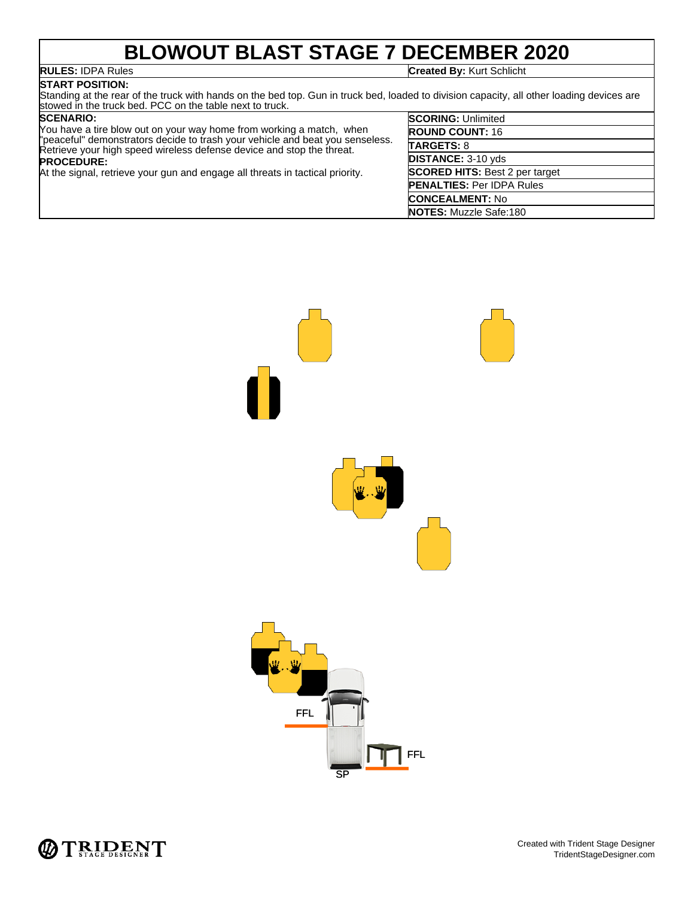# BLOWOUT BLAST STAGE 7 DECEMBER 2020

**RULES:** IDPA Rules

**Created By:** Kurt Schlicht

**START POSITION:**
Standing at the rear of the truck with hands on the bed top. Gun in truck bed, loaded to division capacity, all other loading devices are stowed in the truck bed. PCC on the table next to truck.

**SCENARIO:**
You have a tire blow out on your way home from working a match, when "peaceful" demonstrators decide to trash your vehicle and beat you senseless. Retrieve your high speed wireless defense device and stop the threat.

**PROCEDURE:**
At the signal, retrieve your gun and engage all threats in tactical priority.

**SCORING:** Unlimited

**ROUND COUNT:** 16

**TARGETS:** 8

**DISTANCE:** 3-10 yds

**SCORED HITS:** Best 2 per target

**PENALTIES:** Per IDPA Rules

**CONCEALMENT:** No

**NOTES:** Muzzle Safe:180

FFL

FFL

SP

Created with Trident Stage Designer
TridentStageDesigner.com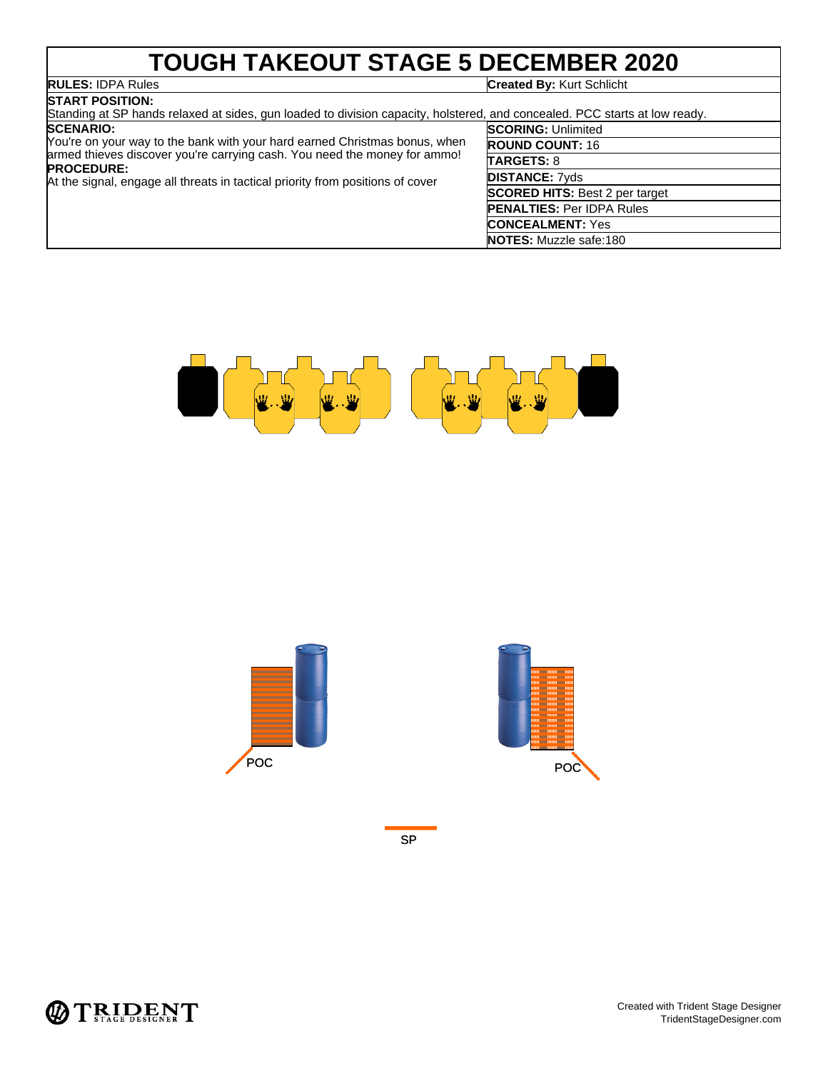# TOUGH TAKEOUT STAGE 5 DECEMBER 2020

| | |
|---|---|
| **RULES:** IDPA Rules | **Created By:** Kurt Schlicht |

**START POSITION:**
Standing at SP hands relaxed at sides, gun loaded to division capacity, holstered, and concealed. PCC starts at low ready.

| | |
|---|---|
| **SCENARIO:** You're on your way to the bank with your hard earned Christmas bonus, when armed thieves discover you're carrying cash. You need the money for ammo! **PROCEDURE:** At the signal, engage all threats in tactical priority from positions of cover | **SCORING:** Unlimited |
| | **ROUND COUNT:** 16 |
| | **TARGETS:** 8 |
| | **DISTANCE:** 7yds |
| | **SCORED HITS:** Best 2 per target |
| | **PENALTIES:** Per IDPA Rules |
| | **CONCEALMENT:** Yes |
| | **NOTES:** Muzzle safe:180 |

POC

POC

SP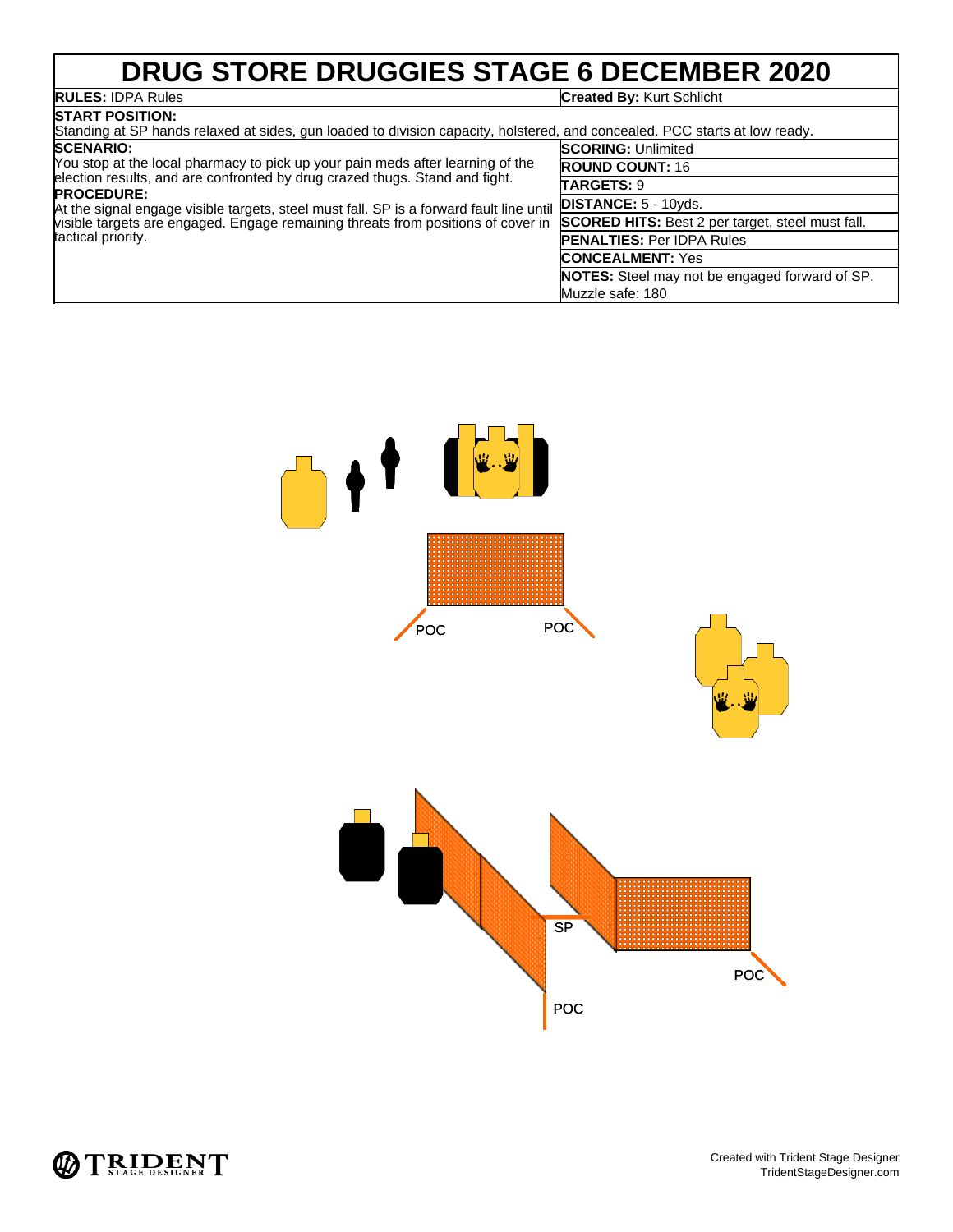# DRUG STORE DRUGGIES STAGE 6 DECEMBER 2020

**RULES:** IDPA Rules

**Created By:** Kurt Schlicht

**START POSITION:**
Standing at SP hands relaxed at sides, gun loaded to division capacity, holstered, and concealed. PCC starts at low ready.

**SCENARIO:**
You stop at the local pharmacy to pick up your pain meds after learning of the election results, and are confronted by drug crazed thugs. Stand and fight.

**PROCEDURE:**
At the signal engage visible targets, steel must fall. SP is a forward fault line until visible targets are engaged. Engage remaining threats from positions of cover in tactical priority.

**SCORING:** Unlimited

**ROUND COUNT:** 16

**TARGETS:** 9

**DISTANCE:** 5 - 10yds.

**SCORED HITS:** Best 2 per target, steel must fall.

**PENALTIES:** Per IDPA Rules

**CONCEALMENT:** Yes

**NOTES:** Steel may not be engaged forward of SP.
Muzzle safe: 180

POC POC

SP

POC

POC

Created with Trident Stage Designer
TridentStageDesigner.com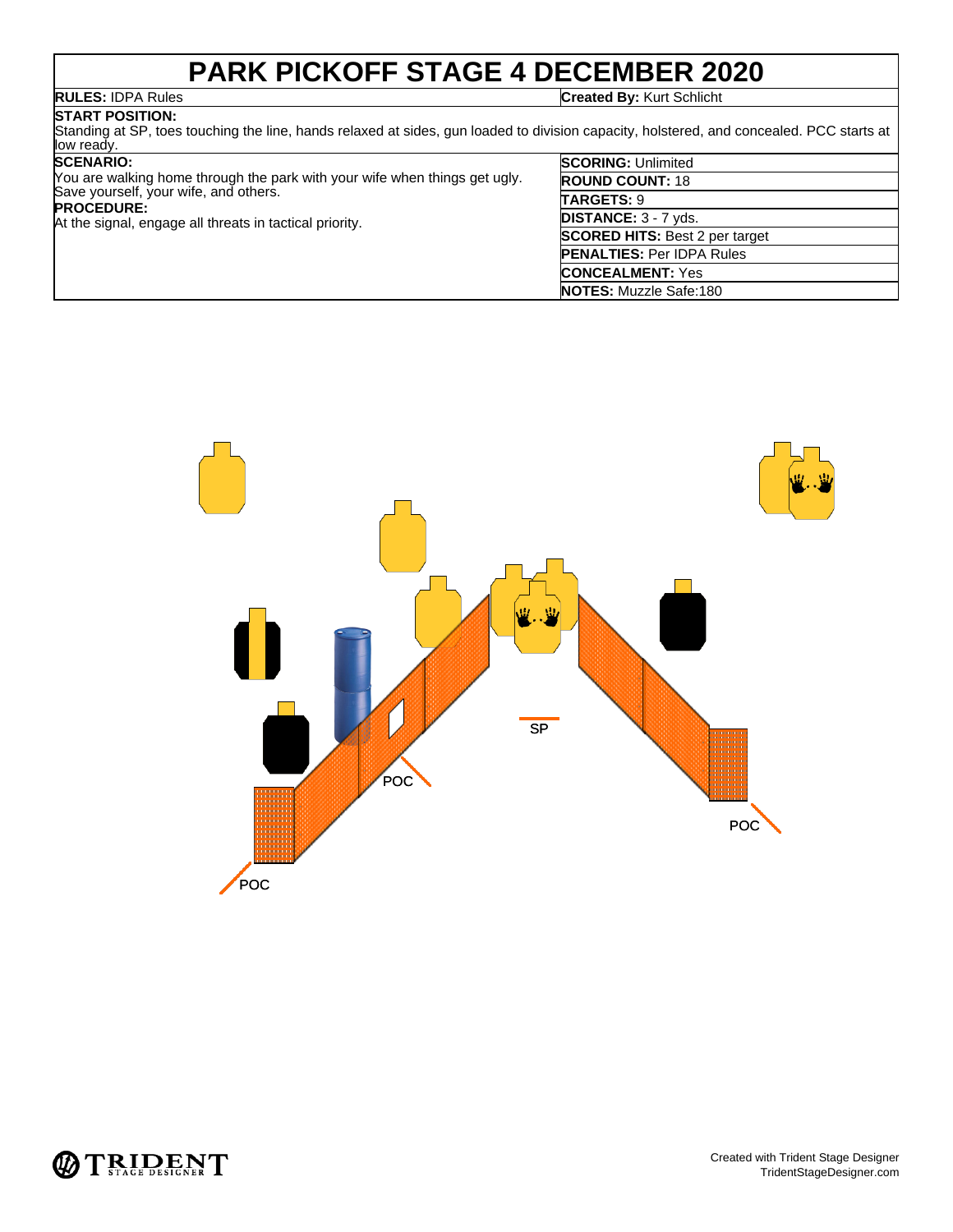# PARK PICKOFF STAGE 4 DECEMBER 2020

**RULES:** IDPA Rules

**Created By:** Kurt Schlicht

**START POSITION:**
Standing at SP, toes touching the line, hands relaxed at sides, gun loaded to division capacity, holstered, and concealed. PCC starts at low ready.

**SCENARIO:**
You are walking home through the park with your wife when things get ugly. Save yourself, your wife, and others.

**PROCEDURE:**
At the signal, engage all threats in tactical priority.

**SCORING:** Unlimited
**ROUND COUNT:** 18
**TARGETS:** 9
**DISTANCE:** 3 - 7 yds.
**SCORED HITS:** Best 2 per target
**PENALTIES:** Per IDPA Rules
**CONCEALMENT:** Yes
**NOTES:** Muzzle Safe:180

SP

POC

POC

POC

Created with Trident Stage Designer
TridentStageDesigner.com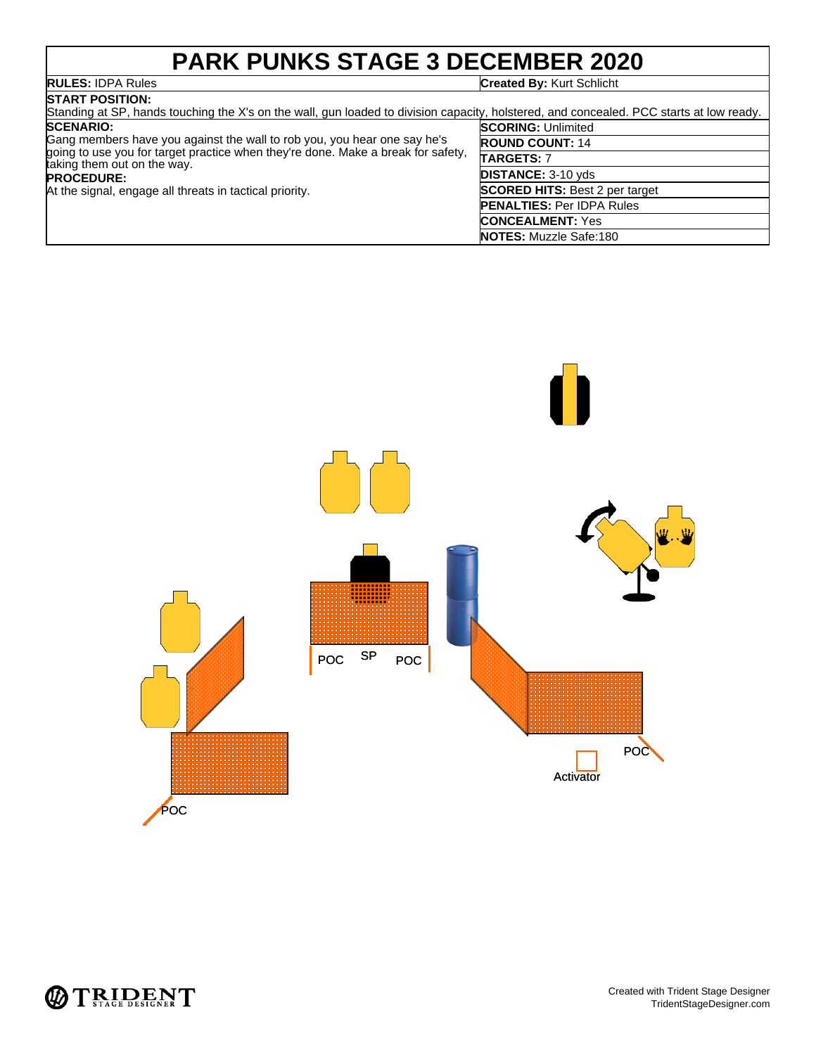# PARK PUNKS STAGE 3 DECEMBER 2020

| **RULES:** IDPA Rules | **Created By:** Kurt Schlicht |
|---|---|

**START POSITION:**
Standing at SP, hands touching the X's on the wall, gun loaded to division capacity, holstered, and concealed. PCC starts at low ready.

**SCENARIO:**
Gang members have you against the wall to rob you, you hear one say he's going to use you for target practice when they're done. Make a break for safety, taking them out on the way.

**PROCEDURE:**
At the signal, engage all threats in tactical priority.

| | |
|---|---|
| **SCORING:** | Unlimited |
| **ROUND COUNT:** | 14 |
| **TARGETS:** | 7 |
| **DISTANCE:** | 3-10 yds |
| **SCORED HITS:** | Best 2 per target |
| **PENALTIES:** | Per IDPA Rules |
| **CONCEALMENT:** | Yes |
| **NOTES:** | Muzzle Safe:180 |

POC

SP

POC

POC

Activator

POC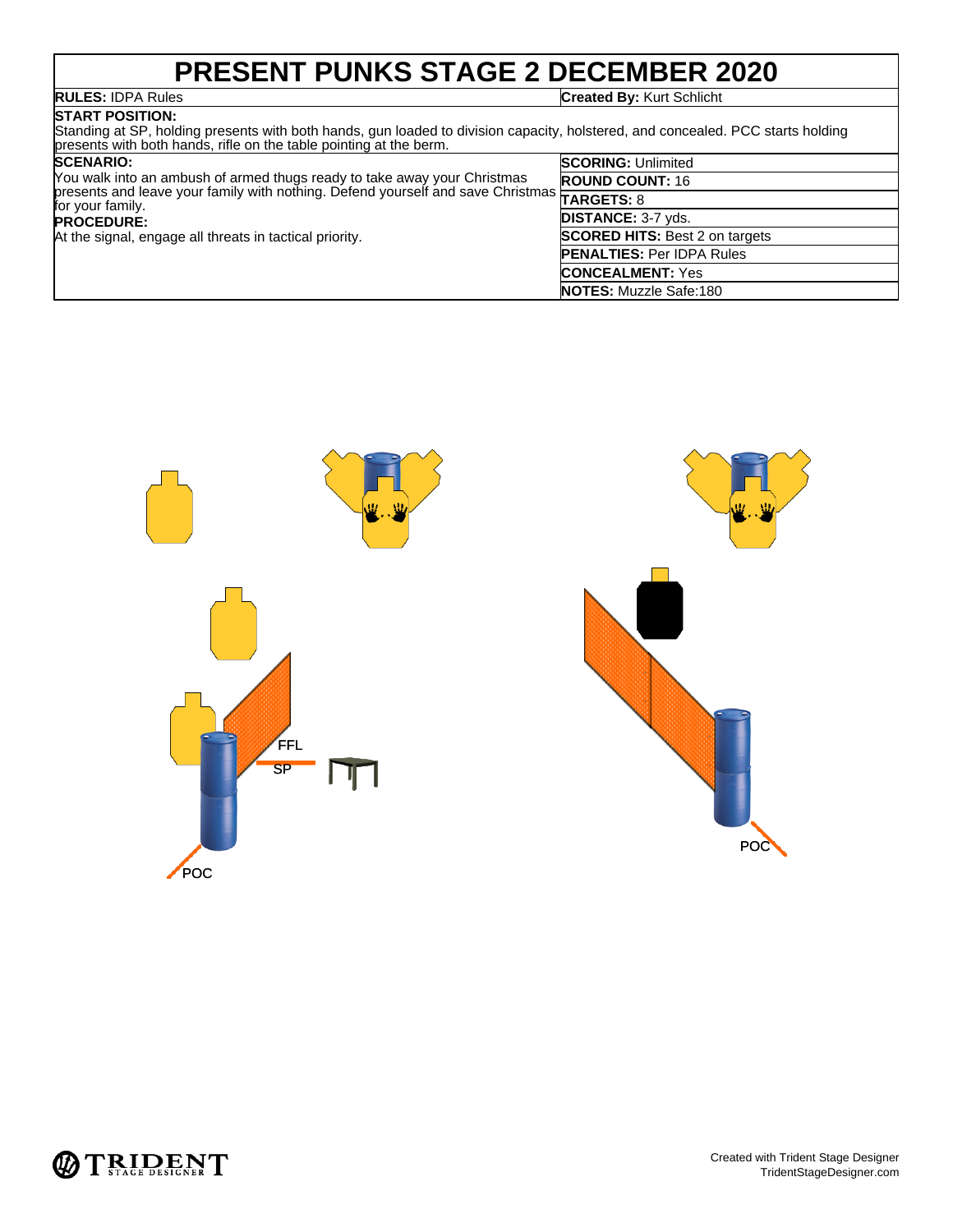# PRESENT PUNKS STAGE 2 DECEMBER 2020

**RULES:** IDPA Rules

**Created By:** Kurt Schlicht

**START POSITION:**
Standing at SP, holding presents with both hands, gun loaded to division capacity, holstered, and concealed. PCC starts holding presents with both hands, rifle on the table pointing at the berm.

**SCENARIO:**
You walk into an ambush of armed thugs ready to take away your Christmas presents and leave your family with nothing. Defend yourself and save Christmas for your family.

**PROCEDURE:**
At the signal, engage all threats in tactical priority.

**SCORING:** Unlimited

**ROUND COUNT:** 16

**TARGETS:** 8

**DISTANCE:** 3-7 yds.

**SCORED HITS:** Best 2 on targets

**PENALTIES:** Per IDPA Rules

**CONCEALMENT:** Yes

**NOTES:** Muzzle Safe:180

FFL

SP

POC

POC

Created with Trident Stage Designer
TridentStageDesigner.com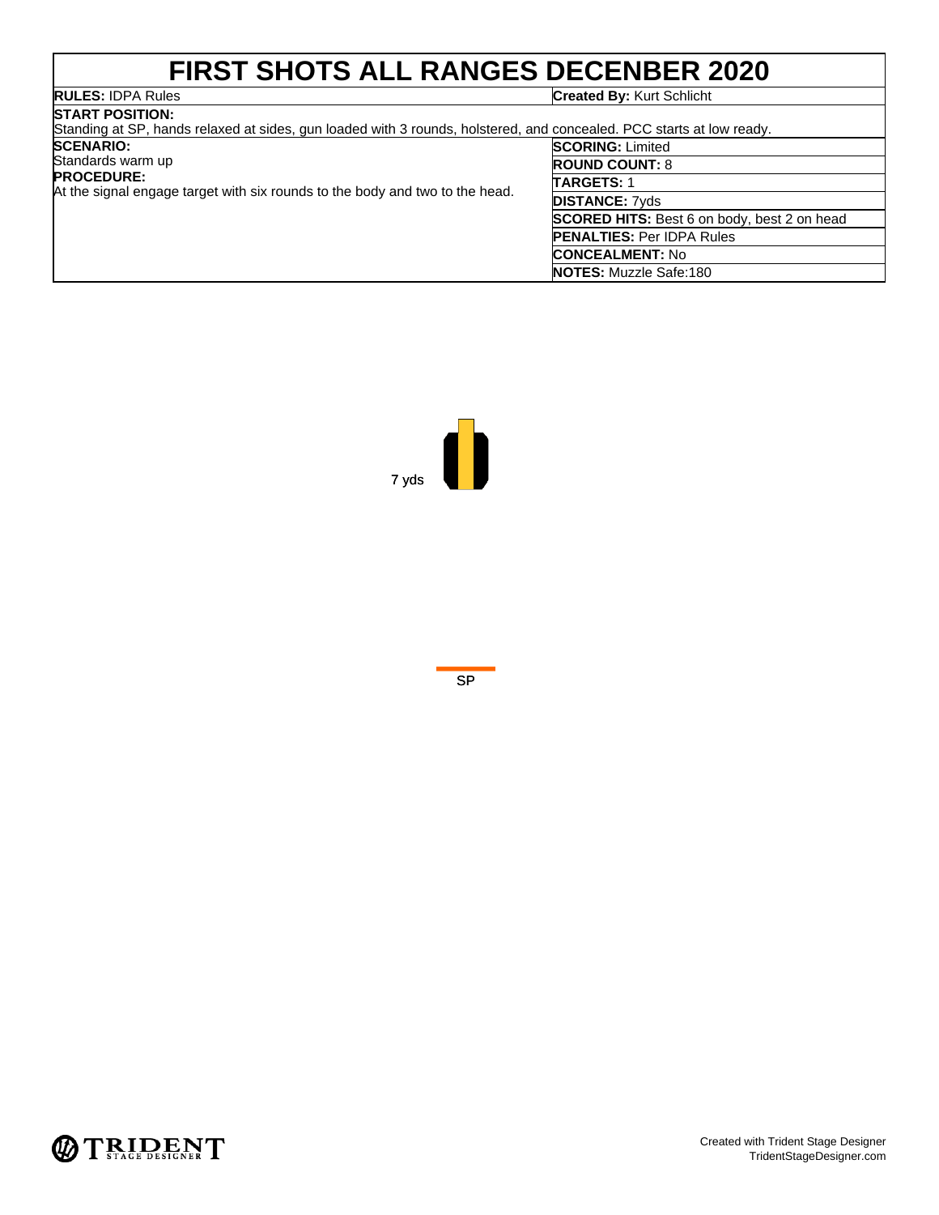# FIRST SHOTS ALL RANGES DECENBER 2020

**RULES:** IDPA Rules

**Created By:** Kurt Schlicht

**START POSITION:**
Standing at SP, hands relaxed at sides, gun loaded with 3 rounds, holstered, and concealed. PCC starts at low ready.

**SCENARIO:**
Standards warm up

**PROCEDURE:**
At the signal engage target with six rounds to the body and two to the head.

**SCORING:** Limited

**ROUND COUNT:** 8

**TARGETS:** 1

**DISTANCE:** 7yds

**SCORED HITS:** Best 6 on body, best 2 on head

**PENALTIES:** Per IDPA Rules

**CONCEALMENT:** No

**NOTES:** Muzzle Safe:180

7 yds

SP

Created with Trident Stage Designer
TridentStageDesigner.com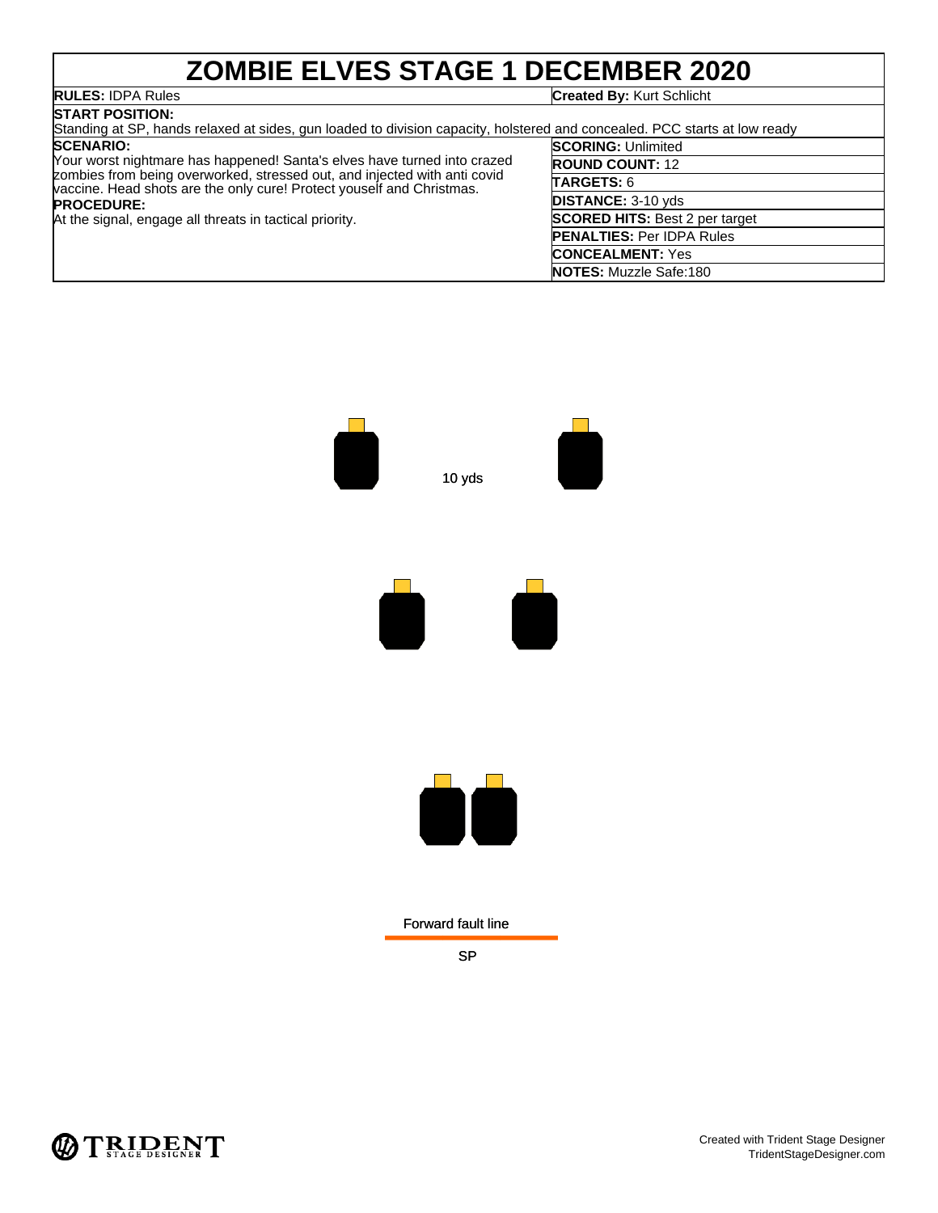# ZOMBIE ELVES STAGE 1 DECEMBER 2020

**RULES:** IDPA Rules

**Created By:** Kurt Schlicht

**START POSITION:**
Standing at SP, hands relaxed at sides, gun loaded to division capacity, holstered and concealed. PCC starts at low ready

**SCENARIO:**
Your worst nightmare has happened! Santa's elves have turned into crazed zombies from being overworked, stressed out, and injected with anti covid vaccine. Head shots are the only cure! Protect youself and Christmas.

**PROCEDURE:**
At the signal, engage all threats in tactical priority.

**SCORING:** Unlimited

**ROUND COUNT:** 12

**TARGETS:** 6

**DISTANCE:** 3-10 yds

**SCORED HITS:** Best 2 per target

**PENALTIES:** Per IDPA Rules

**CONCEALMENT:** Yes

**NOTES:** Muzzle Safe:180

10 yds

Forward fault line

SP

Created with Trident Stage Designer
TridentStageDesigner.com